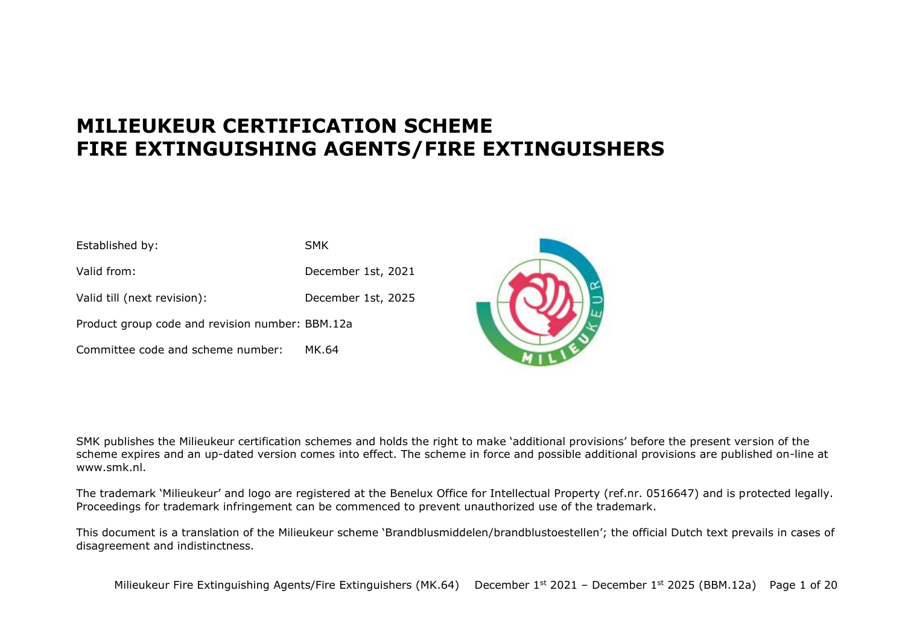# MILIEUKEUR CERTIFICATION SCHEME
# FIRE EXTINGUISHING AGENTS/FIRE EXTINGUISHERS

| | |
|---|---|
| Established by: | SMK |
| Valid from: | December 1st, 2021 |
| Valid till (next revision): | December 1st, 2025 |
| Product group code and revision number: | BBM.12a |
| Committee code and scheme number: | MK.64 |

SMK publishes the Milieukeur certification schemes and holds the right to make 'additional provisions' before the present version of the scheme expires and an up-dated version comes into effect. The scheme in force and possible additional provisions are published on-line at www.smk.nl.

The trademark 'Milieukeur' and logo are registered at the Benelux Office for Intellectual Property (ref.nr. 0516647) and is protected legally. Proceedings for trademark infringement can be commenced to prevent unauthorized use of the trademark.

This document is a translation of the Milieukeur scheme 'Brandblusmiddelen/brandblustoestellen'; the official Dutch text prevails in cases of disagreement and indistinctness.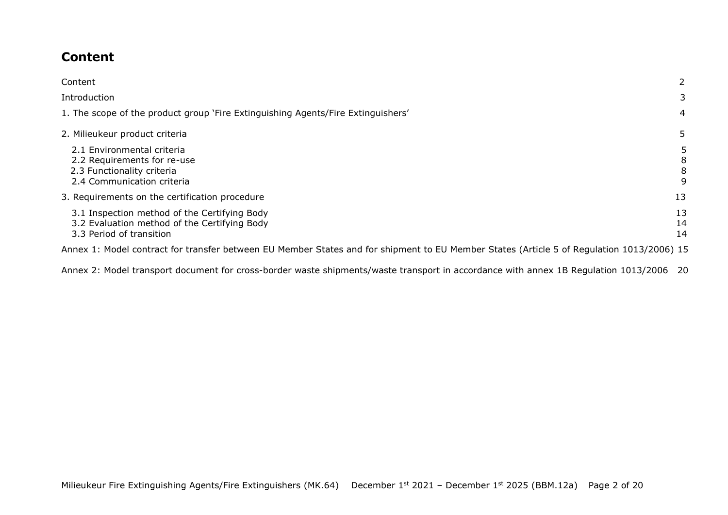# Content

| | |
|---|---|
| Content | 2 |
| Introduction | 3 |
| 1. The scope of the product group 'Fire Extinguishing Agents/Fire Extinguishers' | 4 |
| 2. Milieukeur product criteria | 5 |
| 2.1 Environmental criteria | 5 |
| 2.2 Requirements for re-use | 8 |
| 2.3 Functionality criteria | 8 |
| 2.4 Communication criteria | 9 |
| 3. Requirements on the certification procedure | 13 |
| 3.1 Inspection method of the Certifying Body | 13 |
| 3.2 Evaluation method of the Certifying Body | 14 |
| 3.3 Period of transition | 14 |
| Annex 1: Model contract for transfer between EU Member States and for shipment to EU Member States (Article 5 of Regulation 1013/2006) | 15 |
| Annex 2: Model transport document for cross-border waste shipments/waste transport in accordance with annex 1B Regulation 1013/2006 | 20 |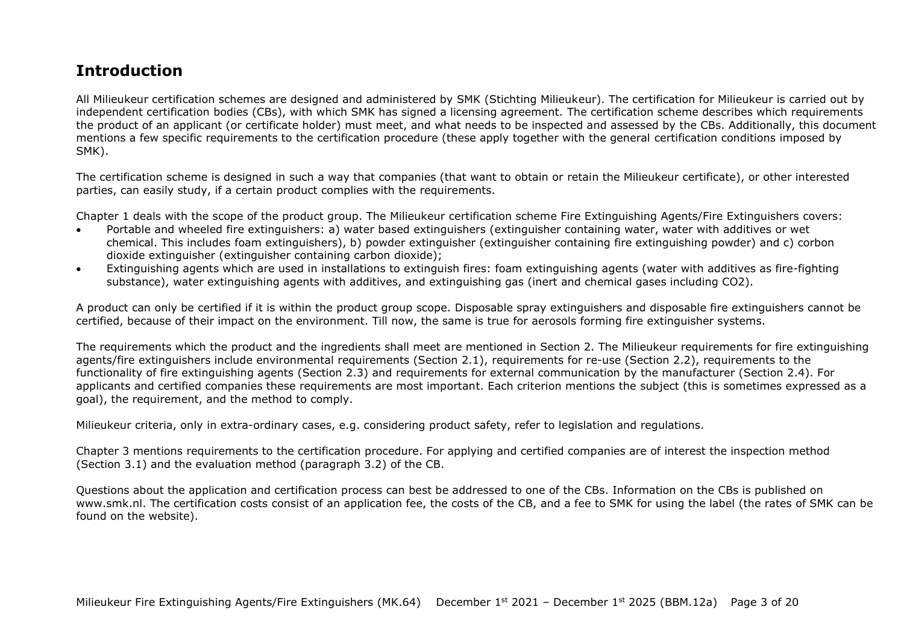# Introduction

All Milieukeur certification schemes are designed and administered by SMK (Stichting Milieukeur). The certification for Milieukeur is carried out by independent certification bodies (CBs), with which SMK has signed a licensing agreement. The certification scheme describes which requirements the product of an applicant (or certificate holder) must meet, and what needs to be inspected and assessed by the CBs. Additionally, this document mentions a few specific requirements to the certification procedure (these apply together with the general certification conditions imposed by SMK).

The certification scheme is designed in such a way that companies (that want to obtain or retain the Milieukeur certificate), or other interested parties, can easily study, if a certain product complies with the requirements.

Chapter 1 deals with the scope of the product group. The Milieukeur certification scheme Fire Extinguishing Agents/Fire Extinguishers covers:

- Portable and wheeled fire extinguishers: a) water based extinguishers (extinguisher containing water, water with additives or wet chemical. This includes foam extinguishers), b) powder extinguisher (extinguisher containing fire extinguishing powder) and c) corbon dioxide extinguisher (extinguisher containing carbon dioxide);
- Extinguishing agents which are used in installations to extinguish fires: foam extinguishing agents (water with additives as fire-fighting substance), water extinguishing agents with additives, and extinguishing gas (inert and chemical gases including $CO_2$).

A product can only be certified if it is within the product group scope. Disposable spray extinguishers and disposable fire extinguishers cannot be certified, because of their impact on the environment. Till now, the same is true for aerosols forming fire extinguisher systems.

The requirements which the product and the ingredients shall meet are mentioned in Section 2. The Milieukeur requirements for fire extinguishing agents/fire extinguishers include environmental requirements (Section 2.1), requirements for re-use (Section 2.2), requirements to the functionality of fire extinguishing agents (Section 2.3) and requirements for external communication by the manufacturer (Section 2.4). For applicants and certified companies these requirements are most important. Each criterion mentions the subject (this is sometimes expressed as a goal), the requirement, and the method to comply.

Milieukeur criteria, only in extra-ordinary cases, e.g. considering product safety, refer to legislation and regulations.

Chapter 3 mentions requirements to the certification procedure. For applying and certified companies are of interest the inspection method (Section 3.1) and the evaluation method (paragraph 3.2) of the CB.

Questions about the application and certification process can best be addressed to one of the CBs. Information on the CBs is published on www.smk.nl. The certification costs consist of an application fee, the costs of the CB, and a fee to SMK for using the label (the rates of SMK can be found on the website).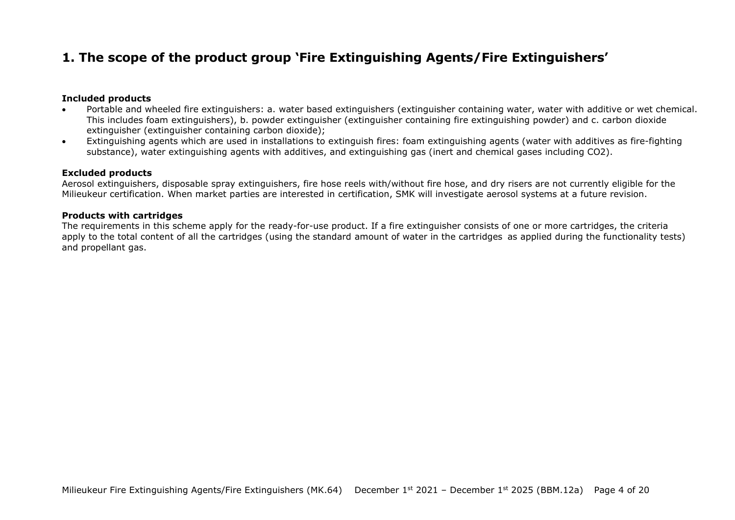# 1. The scope of the product group 'Fire Extinguishing Agents/Fire Extinguishers'

**Included products**

- Portable and wheeled fire extinguishers: a. water based extinguishers (extinguisher containing water, water with additive or wet chemical. This includes foam extinguishers), b. powder extinguisher (extinguisher containing fire extinguishing powder) and c. carbon dioxide extinguisher (extinguisher containing carbon dioxide);
- Extinguishing agents which are used in installations to extinguish fires: foam extinguishing agents (water with additives as fire-fighting substance), water extinguishing agents with additives, and extinguishing gas (inert and chemical gases including $CO_2$).

**Excluded products**

Aerosol extinguishers, disposable spray extinguishers, fire hose reels with/without fire hose, and dry risers are not currently eligible for the Milieukeur certification. When market parties are interested in certification, SMK will investigate aerosol systems at a future revision.

**Products with cartridges**

The requirements in this scheme apply for the ready-for-use product. If a fire extinguisher consists of one or more cartridges, the criteria apply to the total content of all the cartridges (using the standard amount of water in the cartridges as applied during the functionality tests) and propellant gas.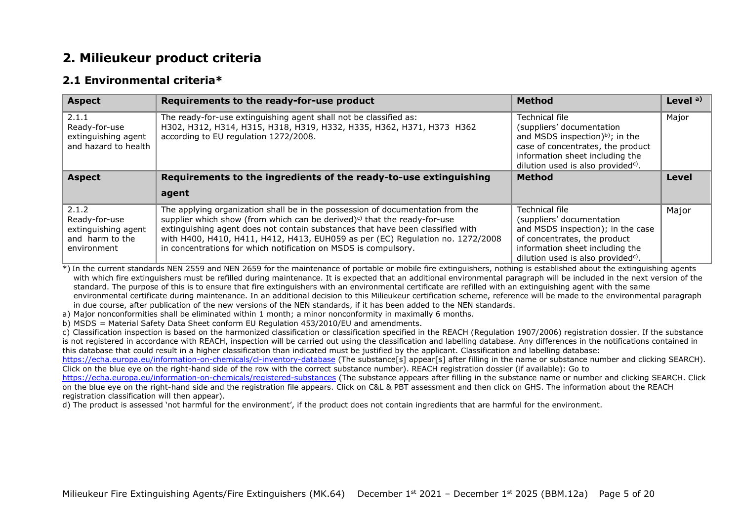## 2. Milieukeur product criteria

### 2.1 Environmental criteria*

| Aspect | Requirements to the ready-for-use product | Method | Level [a)] |
|---|---|---|---|
| 2.1.1 Ready-for-use extinguishing agent and hazard to health | The ready-for-use extinguishing agent shall not be classified as: H302, H312, H314, H315, H318, H319, H332, H335, H362, H371, H373 H362 according to EU regulation 1272/2008. | Technical file (suppliers' documentation and MSDS inspection)[b)]; in the case of concentrates, the product information sheet including the dilution used is also provided[c)]. | Major |
| **Aspect** | **Requirements to the ingredients of the ready-to-use extinguishing agent** | **Method** | **Level** |
| 2.1.2 Ready-for-use extinguishing agent and harm to the environment | The applying organization shall be in the possession of documentation from the supplier which show (from which can be derived)[c)] that the ready-for-use extinguishing agent does not contain substances that have been classified with with H400, H410, H411, H412, H413, EUH059 as per (EC) Regulation no. 1272/2008 in concentrations for which notification on MSDS is compulsory. | Technical file (suppliers' documentation and MSDS inspection); in the case of concentrates, the product information sheet including the dilution used is also provided[c)]. | Major |

*) In the current standards NEN 2559 and NEN 2659 for the maintenance of portable or mobile fire extinguishers, nothing is established about the extinguishing agents with which fire extinguishers must be refilled during maintenance. It is expected that an additional environmental paragraph will be included in the next version of the standard. The purpose of this is to ensure that fire extinguishers with an environmental certificate are refilled with an extinguishing agent with the same environmental certificate during maintenance. In an additional decision to this Milieukeur certification scheme, reference will be made to the environmental paragraph in due course, after publication of the new versions of the NEN standards, if it has been added to the NEN standards.

a) Major nonconformities shall be eliminated within 1 month; a minor nonconformity in maximally 6 months.

b) MSDS = Material Safety Data Sheet conform EU Regulation 453/2010/EU and amendments.

c) Classification inspection is based on the harmonized classification or classification specified in the REACH (Regulation 1907/2006) registration dossier. If the substance is not registered in accordance with REACH, inspection will be carried out using the classification and labelling database. Any differences in the notifications contained in this database that could result in a higher classification than indicated must be justified by the applicant. Classification and labelling database: https://echa.europa.eu/information-on-chemicals/cl-inventory-database (The substance[s] appear[s] after filling in the name or substance number and clicking SEARCH). Click on the blue eye on the right-hand side of the row with the correct substance number). REACH registration dossier (if available): Go to https://echa.europa.eu/information-on-chemicals/registered-substances (The substance appears after filling in the substance name or number and clicking SEARCH. Click on the blue eye on the right-hand side and the registration file appears. Click on C&L & PBT assessment and then click on GHS. The information about the REACH registration classification will then appear).

d) The product is assessed 'not harmful for the environment', if the product does not contain ingredients that are harmful for the environment.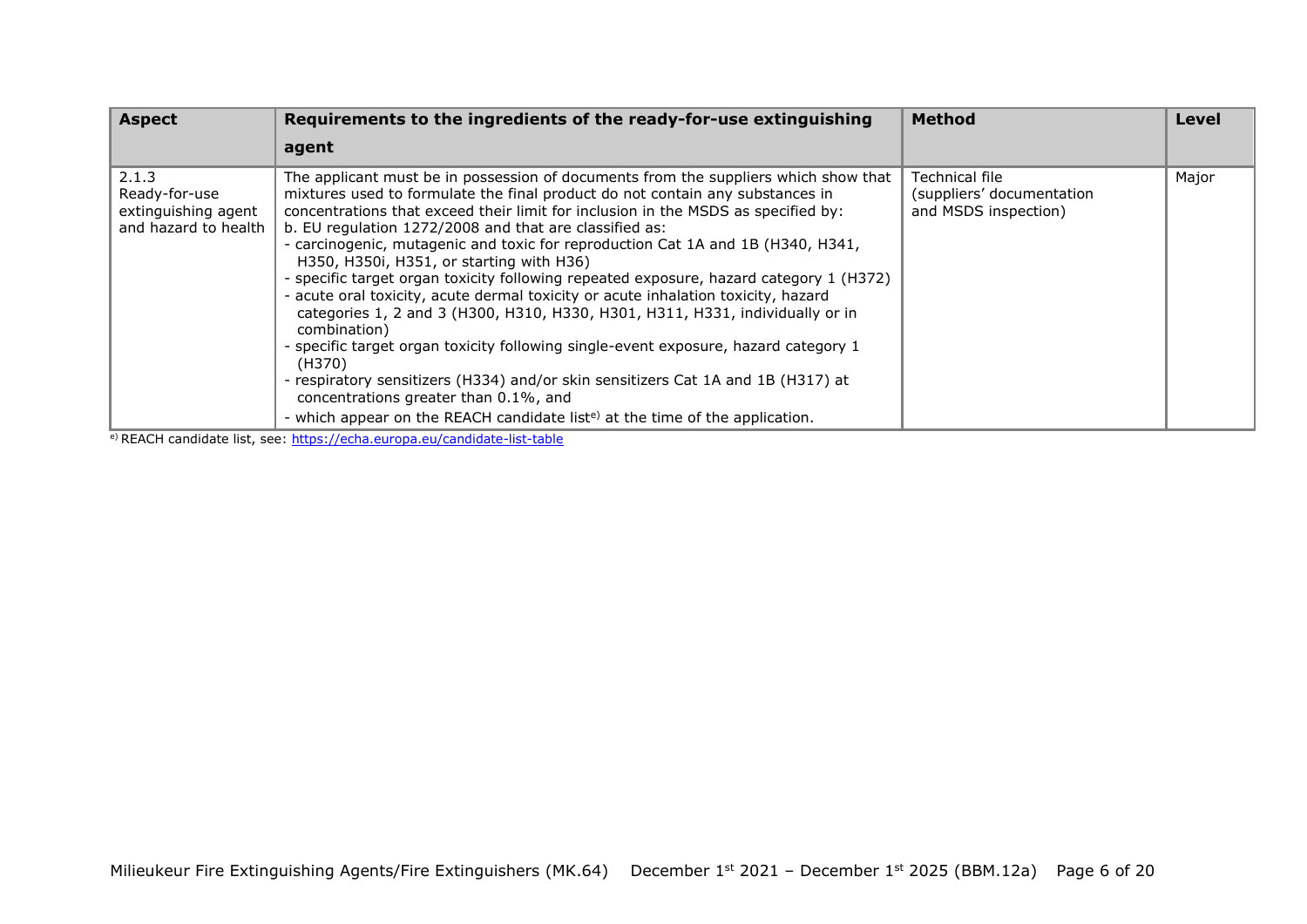| Aspect | Requirements to the ingredients of the ready-for-use extinguishing agent | Method | Level |
|---|---|---|---|
| 2.1.3 Ready-for-use extinguishing agent and hazard to health | The applicant must be in possession of documents from the suppliers which show that mixtures used to formulate the final product do not contain any substances in concentrations that exceed their limit for inclusion in the MSDS as specified by: b. EU regulation 1272/2008 and that are classified as:<br>- carcinogenic, mutagenic and toxic for reproduction Cat 1A and 1B (H340, H341, H350, H350i, H351, or starting with H36)<br>- specific target organ toxicity following repeated exposure, hazard category 1 (H372)<br>- acute oral toxicity, acute dermal toxicity or acute inhalation toxicity, hazard categories 1, 2 and 3 (H300, H310, H330, H301, H311, H331, individually or in combination)<br>- specific target organ toxicity following single-event exposure, hazard category 1 (H370)<br>- respiratory sensitizers (H334) and/or skin sensitizers Cat 1A and 1B (H317) at concentrations greater than 0.1%, and<br>- which appear on the REACH candidate list[e] at the time of the application. | Technical file (suppliers' documentation and MSDS inspection) | Major |

[e] REACH candidate list, see: https://echa.europa.eu/candidate-list-table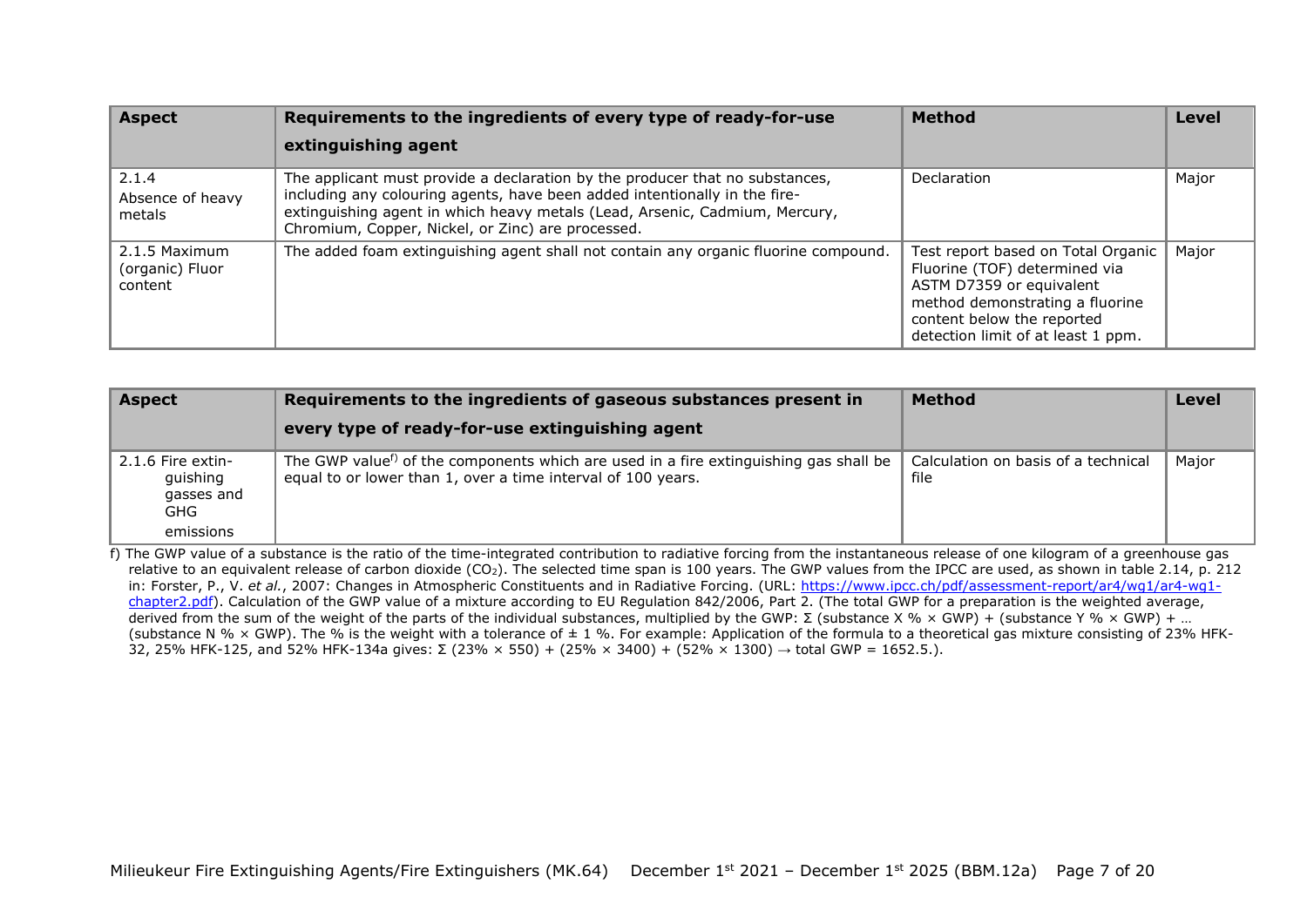| Aspect | Requirements to the ingredients of every type of ready-for-use extinguishing agent | Method | Level |
|---|---|---|---|
| 2.1.4 Absence of heavy metals | The applicant must provide a declaration by the producer that no substances, including any colouring agents, have been added intentionally in the fire-extinguishing agent in which heavy metals (Lead, Arsenic, Cadmium, Mercury, Chromium, Copper, Nickel, or Zinc) are processed. | Declaration | Major |
| 2.1.5 Maximum (organic) Fluor content | The added foam extinguishing agent shall not contain any organic fluorine compound. | Test report based on Total Organic Fluorine (TOF) determined via ASTM D7359 or equivalent method demonstrating a fluorine content below the reported detection limit of at least 1 ppm. | Major |

| Aspect | Requirements to the ingredients of gaseous substances present in every type of ready-for-use extinguishing agent | Method | Level |
|---|---|---|---|
| 2.1.6 Fire extin-guishing gasses and GHG emissions | The GWP value[f)] of the components which are used in a fire extinguishing gas shall be equal to or lower than 1, over a time interval of 100 years. | Calculation on basis of a technical file | Major |

f) The GWP value of a substance is the ratio of the time-integrated contribution to radiative forcing from the instantaneous release of one kilogram of a greenhouse gas relative to an equivalent release of carbon dioxide ($CO_2$). The selected time span is 100 years. The GWP values from the IPCC are used, as shown in table 2.14, p. 212 in: Forster, P., V. *et al.*, 2007: Changes in Atmospheric Constituents and in Radiative Forcing. (URL: https://www.ipcc.ch/pdf/assessment-report/ar4/wg1/ar4-wg1-chapter2.pdf). Calculation of the GWP value of a mixture according to EU Regulation 842/2006, Part 2. (The total GWP for a preparation is the weighted average, derived from the sum of the weight of the parts of the individual substances, multiplied by the GWP: Σ (substance X % × GWP) + (substance Y % × GWP) + … (substance N % × GWP). The % is the weight with a tolerance of ± 1 %. For example: Application of the formula to a theoretical gas mixture consisting of 23% HFK-32, 25% HFK-125, and 52% HFK-134a gives: Σ (23% × 550) + (25% × 3400) + (52% × 1300) → total GWP = 1652.5.).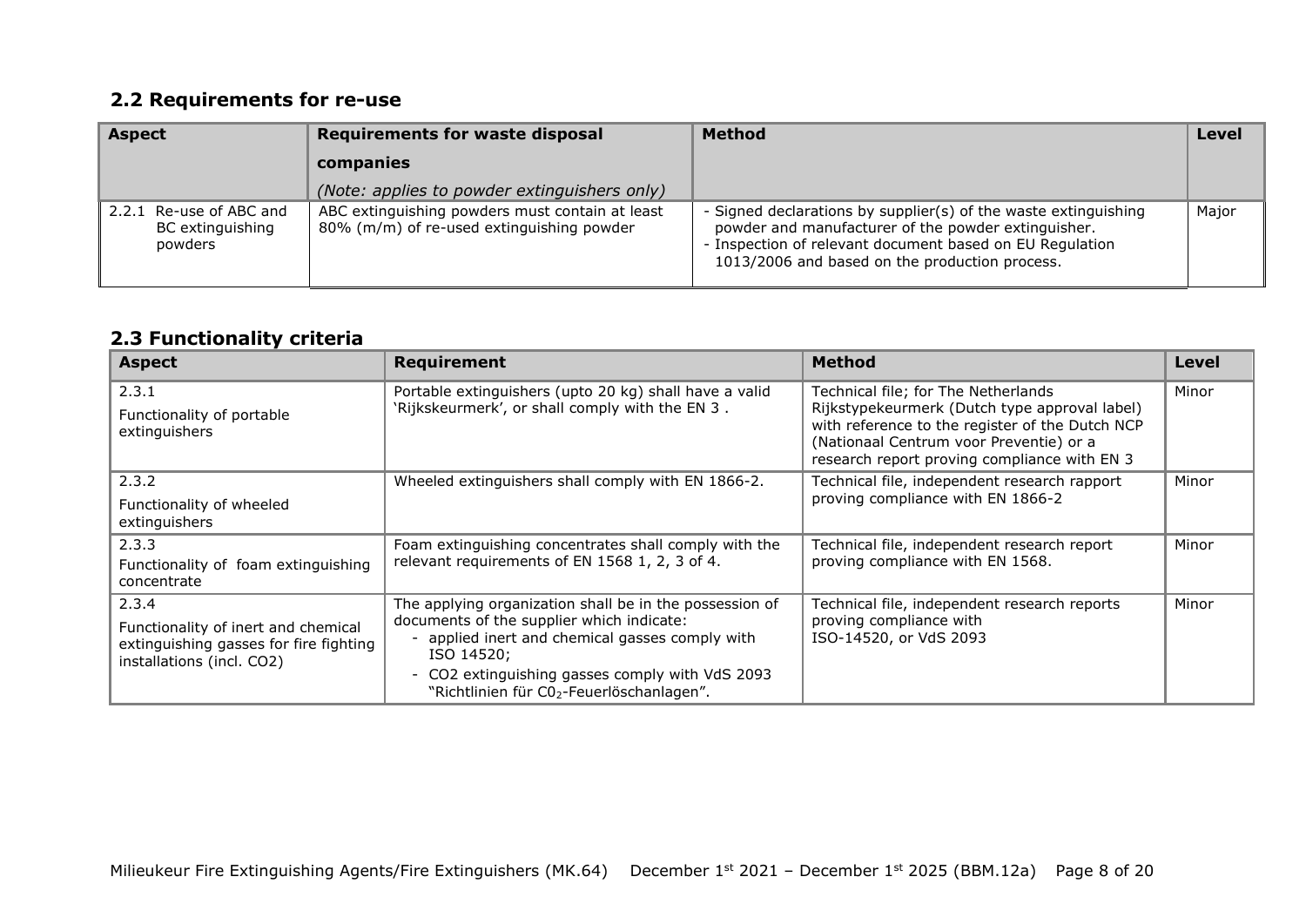## 2.2 Requirements for re-use

| Aspect | Requirements for waste disposal companies<br>*(Note: applies to powder extinguishers only)* | Method | Level |
|---|---|---|---|
| 2.2.1 Re-use of ABC and BC extinguishing powders | ABC extinguishing powders must contain at least 80% (m/m) of re-used extinguishing powder | - Signed declarations by supplier(s) of the waste extinguishing powder and manufacturer of the powder extinguisher.<br>- Inspection of relevant document based on EU Regulation 1013/2006 and based on the production process. | Major |

## 2.3 Functionality criteria

| Aspect | Requirement | Method | Level |
|---|---|---|---|
| 2.3.1<br>Functionality of portable extinguishers | Portable extinguishers (upto 20 kg) shall have a valid 'Rijkskeurmerk', or shall comply with the EN 3 . | Technical file; for The Netherlands Rijkstypekeurmerk (Dutch type approval label) with reference to the register of the Dutch NCP (Nationaal Centrum voor Preventie) or a research report proving compliance with EN 3 | Minor |
| 2.3.2<br>Functionality of wheeled extinguishers | Wheeled extinguishers shall comply with EN 1866-2. | Technical file, independent research rapport proving compliance with EN 1866-2 | Minor |
| 2.3.3<br>Functionality of foam extinguishing concentrate | Foam extinguishing concentrates shall comply with the relevant requirements of EN 1568 1, 2, 3 of 4. | Technical file, independent research report proving compliance with EN 1568. | Minor |
| 2.3.4<br>Functionality of inert and chemical extinguishing gasses for fire fighting installations (incl. CO2) | The applying organization shall be in the possession of documents of the supplier which indicate:<br>- applied inert and chemical gasses comply with ISO 14520;<br>- CO2 extinguishing gasses comply with VdS 2093 "Richtlinien für $CO_2$-Feuerlöschanlagen". | Technical file, independent research reports proving compliance with ISO-14520, or VdS 2093 | Minor |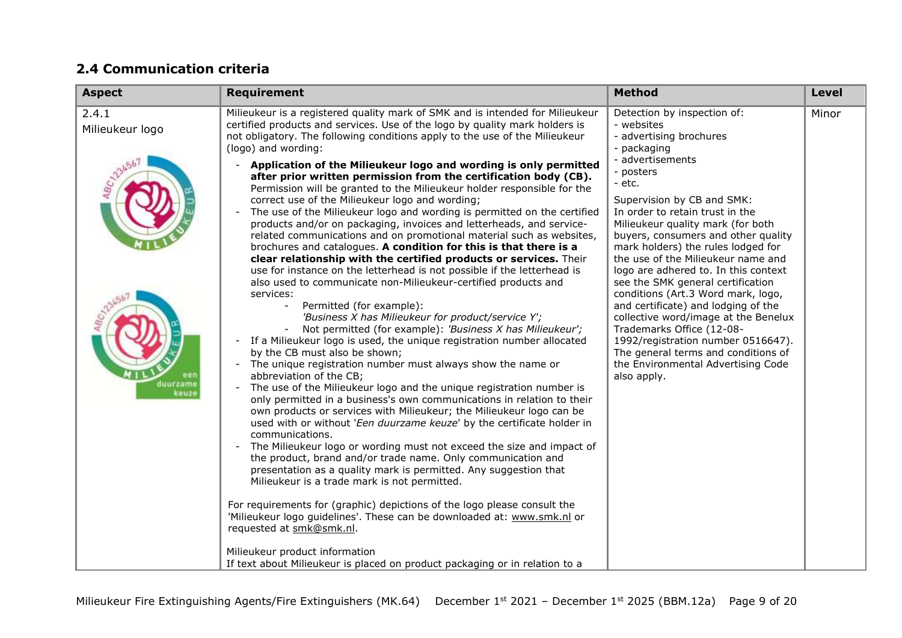## 2.4 Communication criteria

| Aspect | Requirement | Method | Level |
|---|---|---|---|
| 2.4.1<br>Milieukeur logo | Milieukeur is a registered quality mark of SMK and is intended for Milieukeur certified products and services. Use of the logo by quality mark holders is not obligatory. The following conditions apply to the use of the Milieukeur (logo) and wording:<br>- **Application of the Milieukeur logo and wording is only permitted after prior written permission from the certification body (CB).** Permission will be granted to the Milieukeur holder responsible for the correct use of the Milieukeur logo and wording;<br>- The use of the Milieukeur logo and wording is permitted on the certified products and/or on packaging, invoices and letterheads, and service-related communications and on promotional material such as websites, brochures and catalogues. **A condition for this is that there is a clear relationship with the certified products or services.** Their use for instance on the letterhead is not possible if the letterhead is also used to communicate non-Milieukeur-certified products and services:<br>&nbsp;&nbsp;&nbsp;&nbsp;- Permitted (for example): *'Business X has Milieukeur for product/service Y';*<br>&nbsp;&nbsp;&nbsp;&nbsp;- Not permitted (for example): *'Business X has Milieukeur';*<br>- If a Milieukeur logo is used, the unique registration number allocated by the CB must also be shown;<br>- The unique registration number must always show the name or abbreviation of the CB;<br>- The use of the Milieukeur logo and the unique registration number is only permitted in a business's own communications in relation to their own products or services with Milieukeur; the Milieukeur logo can be used with or without '*Een duurzame keuze*' by the certificate holder in communications.<br>- The Milieukeur logo or wording must not exceed the size and impact of the product, brand and/or trade name. Only communication and presentation as a quality mark is permitted. Any suggestion that Milieukeur is a trade mark is not permitted.<br><br>For requirements for (graphic) depictions of the logo please consult the 'Milieukeur logo guidelines'. These can be downloaded at: www.smk.nl or requested at smk@smk.nl.<br><br>Milieukeur product information<br>If text about Milieukeur is placed on product packaging or in relation to a | Detection by inspection of:<br>- websites<br>- advertising brochures<br>- packaging<br>- advertisements<br>- posters<br>- etc.<br><br>Supervision by CB and SMK:<br>In order to retain trust in the Milieukeur quality mark (for both buyers, consumers and other quality mark holders) the rules lodged for the use of the Milieukeur name and logo are adhered to. In this context see the SMK general certification conditions (Art.3 Word mark, logo, and certificate) and lodging of the collective word/image at the Benelux Trademarks Office (12-08-1992/registration number 0516647). The general terms and conditions of the Environmental Advertising Code also apply. | Minor |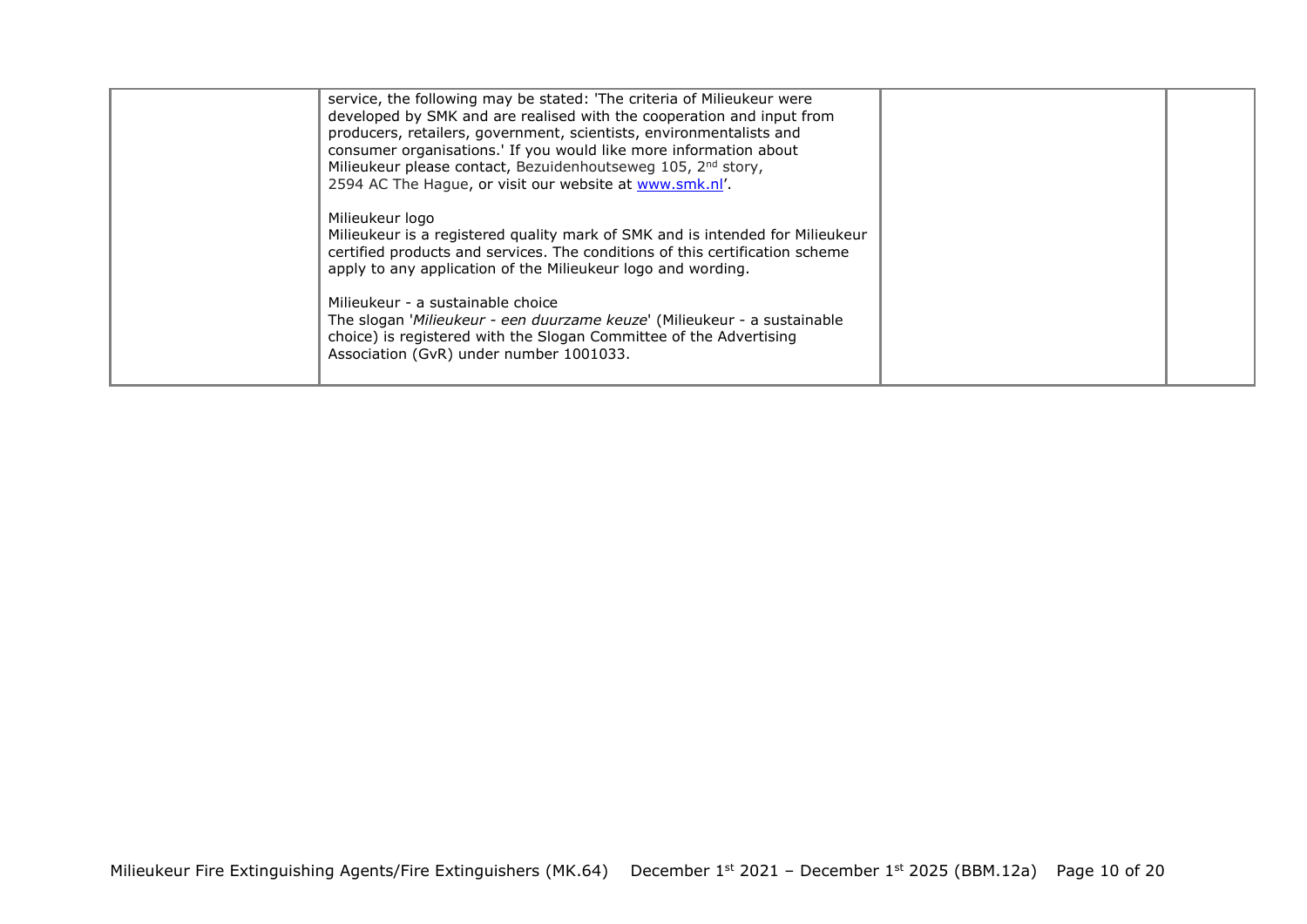| | | | |
|---|---|---|---|
| | service, the following may be stated: 'The criteria of Milieukeur were developed by SMK and are realised with the cooperation and input from producers, retailers, government, scientists, environmentalists and consumer organisations.' If you would like more information about Milieukeur please contact, Bezuidenhoutseweg 105, 2nd story, 2594 AC The Hague, or visit our website at [www.smk.nl](http://www.smk.nl)'.<br><br>Milieukeur logo<br>Milieukeur is a registered quality mark of SMK and is intended for Milieukeur certified products and services. The conditions of this certification scheme apply to any application of the Milieukeur logo and wording.<br><br>Milieukeur - a sustainable choice<br>The slogan '*Milieukeur - een duurzame keuze*' (Milieukeur - a sustainable choice) is registered with the Slogan Committee of the Advertising Association (GvR) under number 1001033. | | |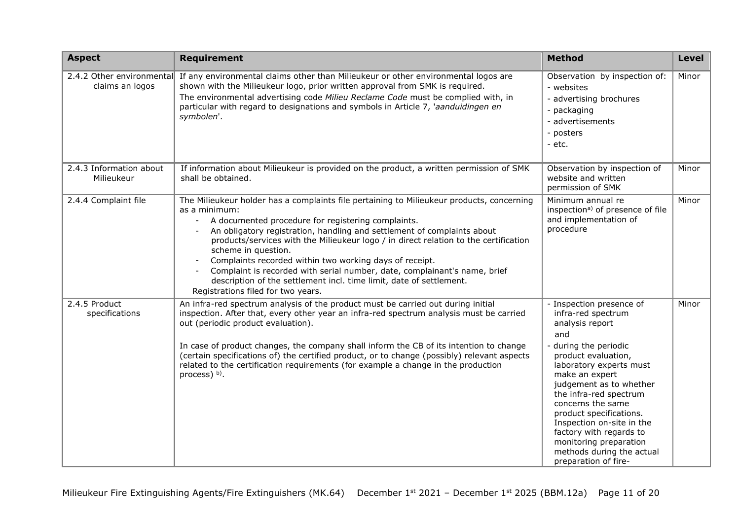| Aspect | Requirement | Method | Level |
|---|---|---|---|
| 2.4.2 Other environmental claims an logos | If any environmental claims other than Milieukeur or other environmental logos are shown with the Milieukeur logo, prior written approval from SMK is required.<br>The environmental advertising code *Milieu Reclame Code* must be complied with, in particular with regard to designations and symbols in Article 7, '*aanduidingen en symbolen*'. | Observation by inspection of:<br>- websites<br>- advertising brochures<br>- packaging<br>- advertisements<br>- posters<br>- etc. | Minor |
| 2.4.3 Information about Milieukeur | If information about Milieukeur is provided on the product, a written permission of SMK shall be obtained. | Observation by inspection of website and written permission of SMK | Minor |
| 2.4.4 Complaint file | The Milieukeur holder has a complaints file pertaining to Milieukeur products, concerning as a minimum:<br>- A documented procedure for registering complaints.<br>- An obligatory registration, handling and settlement of complaints about products/services with the Milieukeur logo / in direct relation to the certification scheme in question.<br>- Complaints recorded within two working days of receipt.<br>- Complaint is recorded with serial number, date, complainant's name, brief description of the settlement incl. time limit, date of settlement.<br>Registrations filed for two years. | Minimum annual re inspection[a)] of presence of file and implementation of procedure | Minor |
| 2.4.5 Product specifications | An infra-red spectrum analysis of the product must be carried out during initial inspection. After that, every other year an infra-red spectrum analysis must be carried out (periodic product evaluation).<br><br>In case of product changes, the company shall inform the CB of its intention to change (certain specifications of) the certified product, or to change (possibly) relevant aspects related to the certification requirements (for example a change in the production process) [b)]. | - Inspection presence of infra-red spectrum analysis report<br>and<br>- during the periodic product evaluation, laboratory experts must make an expert judgement as to whether the infra-red spectrum concerns the same product specifications. Inspection on-site in the factory with regards to monitoring preparation methods during the actual preparation of fire- | Minor |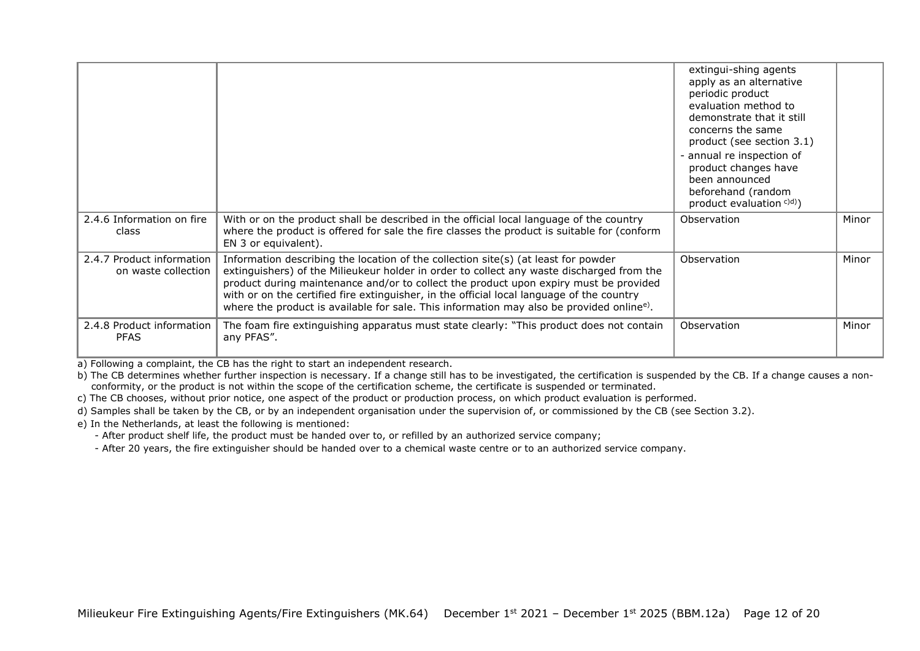| | | | |
|---|---|---|---|
| | | extingui-shing agents apply as an alternative periodic product evaluation method to demonstrate that it still concerns the same product (see section 3.1)<br>- annual re inspection of product changes have been announced beforehand (random product evaluation [c)d)]) | |
| 2.4.6 Information on fire class | With or on the product shall be described in the official local language of the country where the product is offered for sale the fire classes the product is suitable for (conform EN 3 or equivalent). | Observation | Minor |
| 2.4.7 Product information on waste collection | Information describing the location of the collection site(s) (at least for powder extinguishers) of the Milieukeur holder in order to collect any waste discharged from the product during maintenance and/or to collect the product upon expiry must be provided with or on the certified fire extinguisher, in the official local language of the country where the product is available for sale. This information may also be provided online[e)]. | Observation | Minor |
| 2.4.8 Product information PFAS | The foam fire extinguishing apparatus must state clearly: "This product does not contain any PFAS". | Observation | Minor |

a) Following a complaint, the CB has the right to start an independent research.

b) The CB determines whether further inspection is necessary. If a change still has to be investigated, the certification is suspended by the CB. If a change causes a non-conformity, or the product is not within the scope of the certification scheme, the certificate is suspended or terminated.

c) The CB chooses, without prior notice, one aspect of the product or production process, on which product evaluation is performed.

d) Samples shall be taken by the CB, or by an independent organisation under the supervision of, or commissioned by the CB (see Section 3.2).

e) In the Netherlands, at least the following is mentioned:
- After product shelf life, the product must be handed over to, or refilled by an authorized service company;
- After 20 years, the fire extinguisher should be handed over to a chemical waste centre or to an authorized service company.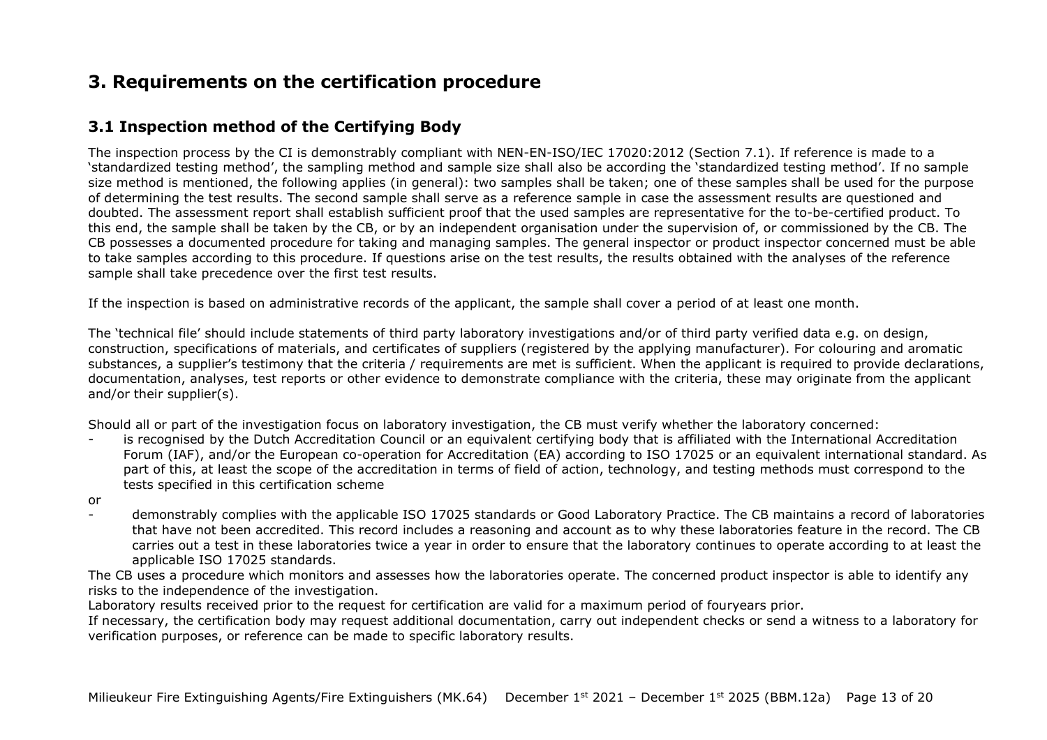# 3. Requirements on the certification procedure

## 3.1 Inspection method of the Certifying Body

The inspection process by the CI is demonstrably compliant with NEN-EN-ISO/IEC 17020:2012 (Section 7.1). If reference is made to a 'standardized testing method', the sampling method and sample size shall also be according the 'standardized testing method'. If no sample size method is mentioned, the following applies (in general): two samples shall be taken; one of these samples shall be used for the purpose of determining the test results. The second sample shall serve as a reference sample in case the assessment results are questioned and doubted. The assessment report shall establish sufficient proof that the used samples are representative for the to-be-certified product. To this end, the sample shall be taken by the CB, or by an independent organisation under the supervision of, or commissioned by the CB. The CB possesses a documented procedure for taking and managing samples. The general inspector or product inspector concerned must be able to take samples according to this procedure. If questions arise on the test results, the results obtained with the analyses of the reference sample shall take precedence over the first test results.

If the inspection is based on administrative records of the applicant, the sample shall cover a period of at least one month.

The 'technical file' should include statements of third party laboratory investigations and/or of third party verified data e.g. on design, construction, specifications of materials, and certificates of suppliers (registered by the applying manufacturer). For colouring and aromatic substances, a supplier's testimony that the criteria / requirements are met is sufficient. When the applicant is required to provide declarations, documentation, analyses, test reports or other evidence to demonstrate compliance with the criteria, these may originate from the applicant and/or their supplier(s).

Should all or part of the investigation focus on laboratory investigation, the CB must verify whether the laboratory concerned:

- is recognised by the Dutch Accreditation Council or an equivalent certifying body that is affiliated with the International Accreditation Forum (IAF), and/or the European co-operation for Accreditation (EA) according to ISO 17025 or an equivalent international standard. As part of this, at least the scope of the accreditation in terms of field of action, technology, and testing methods must correspond to the tests specified in this certification scheme

or

- demonstrably complies with the applicable ISO 17025 standards or Good Laboratory Practice. The CB maintains a record of laboratories that have not been accredited. This record includes a reasoning and account as to why these laboratories feature in the record. The CB carries out a test in these laboratories twice a year in order to ensure that the laboratory continues to operate according to at least the applicable ISO 17025 standards.

The CB uses a procedure which monitors and assesses how the laboratories operate. The concerned product inspector is able to identify any risks to the independence of the investigation.

Laboratory results received prior to the request for certification are valid for a maximum period of fouryears prior.

If necessary, the certification body may request additional documentation, carry out independent checks or send a witness to a laboratory for verification purposes, or reference can be made to specific laboratory results.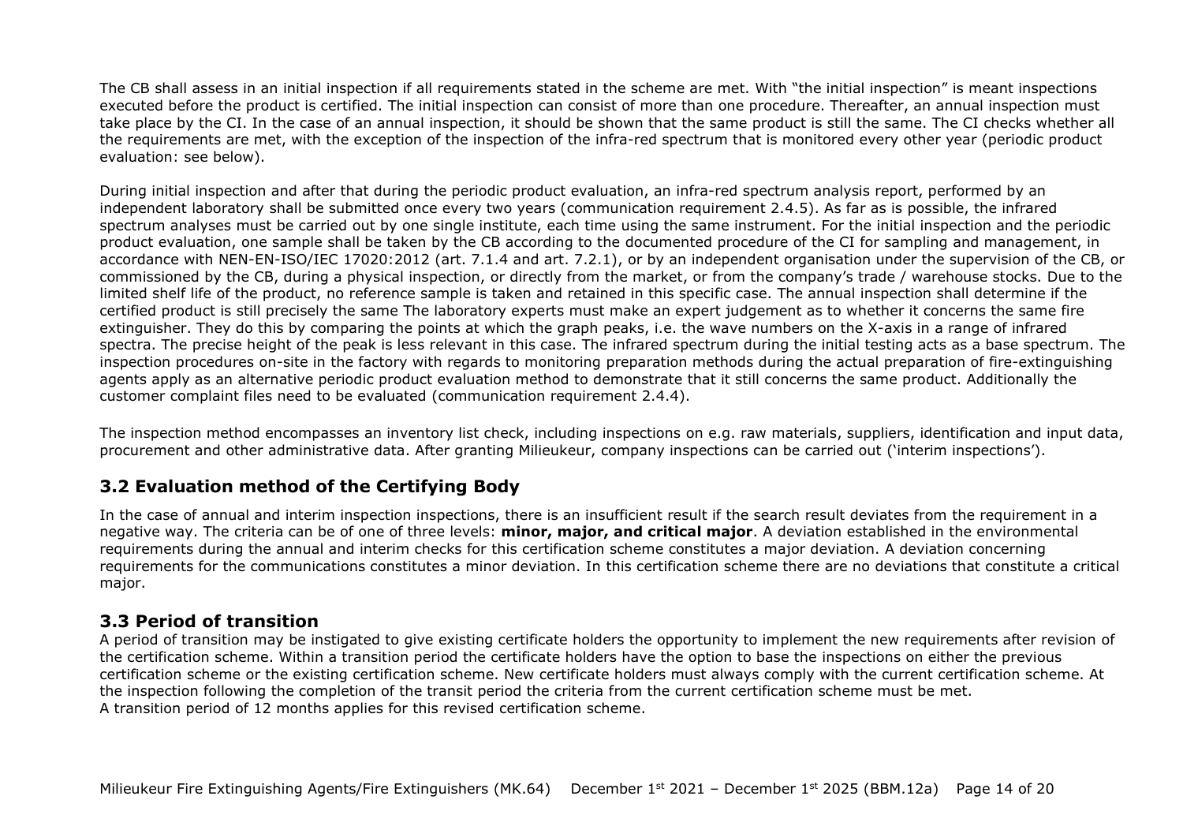The CB shall assess in an initial inspection if all requirements stated in the scheme are met. With "the initial inspection" is meant inspections executed before the product is certified. The initial inspection can consist of more than one procedure. Thereafter, an annual inspection must take place by the CI. In the case of an annual inspection, it should be shown that the same product is still the same. The CI checks whether all the requirements are met, with the exception of the inspection of the infra-red spectrum that is monitored every other year (periodic product evaluation: see below).

During initial inspection and after that during the periodic product evaluation, an infra-red spectrum analysis report, performed by an independent laboratory shall be submitted once every two years (communication requirement 2.4.5). As far as is possible, the infrared spectrum analyses must be carried out by one single institute, each time using the same instrument. For the initial inspection and the periodic product evaluation, one sample shall be taken by the CB according to the documented procedure of the CI for sampling and management, in accordance with NEN-EN-ISO/IEC 17020:2012 (art. 7.1.4 and art. 7.2.1), or by an independent organisation under the supervision of the CB, or commissioned by the CB, during a physical inspection, or directly from the market, or from the company's trade / warehouse stocks. Due to the limited shelf life of the product, no reference sample is taken and retained in this specific case. The annual inspection shall determine if the certified product is still precisely the same The laboratory experts must make an expert judgement as to whether it concerns the same fire extinguisher. They do this by comparing the points at which the graph peaks, i.e. the wave numbers on the X-axis in a range of infrared spectra. The precise height of the peak is less relevant in this case. The infrared spectrum during the initial testing acts as a base spectrum. The inspection procedures on-site in the factory with regards to monitoring preparation methods during the actual preparation of fire-extinguishing agents apply as an alternative periodic product evaluation method to demonstrate that it still concerns the same product. Additionally the customer complaint files need to be evaluated (communication requirement 2.4.4).

The inspection method encompasses an inventory list check, including inspections on e.g. raw materials, suppliers, identification and input data, procurement and other administrative data. After granting Milieukeur, company inspections can be carried out ('interim inspections').

## 3.2 Evaluation method of the Certifying Body

In the case of annual and interim inspection inspections, there is an insufficient result if the search result deviates from the requirement in a negative way. The criteria can be of one of three levels: **minor, major, and critical major**. A deviation established in the environmental requirements during the annual and interim checks for this certification scheme constitutes a major deviation. A deviation concerning requirements for the communications constitutes a minor deviation. In this certification scheme there are no deviations that constitute a critical major.

## 3.3 Period of transition

A period of transition may be instigated to give existing certificate holders the opportunity to implement the new requirements after revision of the certification scheme. Within a transition period the certificate holders have the option to base the inspections on either the previous certification scheme or the existing certification scheme. New certificate holders must always comply with the current certification scheme. At the inspection following the completion of the transit period the criteria from the current certification scheme must be met.
A transition period of 12 months applies for this revised certification scheme.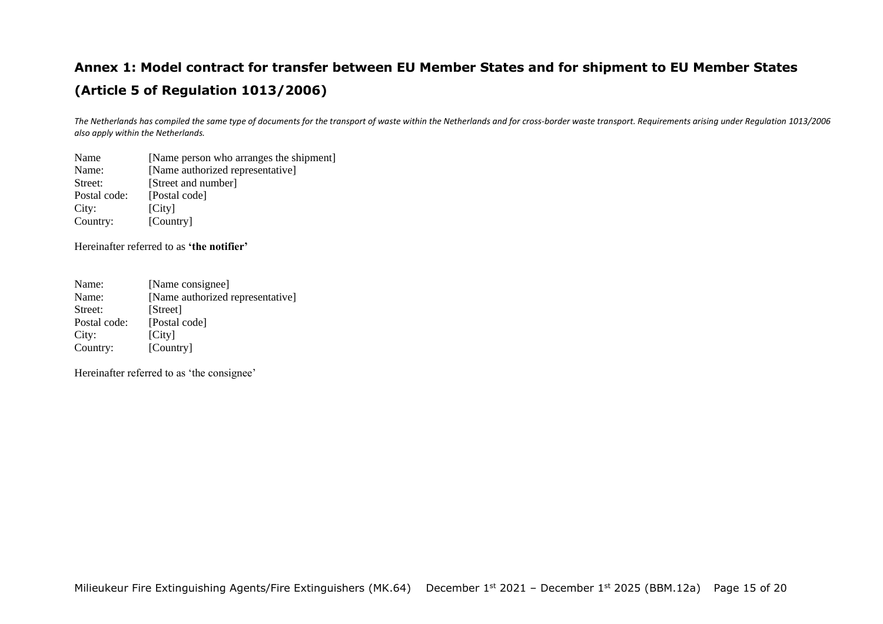## Annex 1: Model contract for transfer between EU Member States and for shipment to EU Member States (Article 5 of Regulation 1013/2006)

*The Netherlands has compiled the same type of documents for the transport of waste within the Netherlands and for cross-border waste transport. Requirements arising under Regulation 1013/2006 also apply within the Netherlands.*

Name [Name person who arranges the shipment]
Name: [Name authorized representative]
Street: [Street and number]
Postal code: [Postal code]
City: [City]
Country: [Country]

Hereinafter referred to as **'the notifier'**

Name: [Name consignee]
Name: [Name authorized representative]
Street: [Street]
Postal code: [Postal code]
City: [City]
Country: [Country]

Hereinafter referred to as 'the consignee'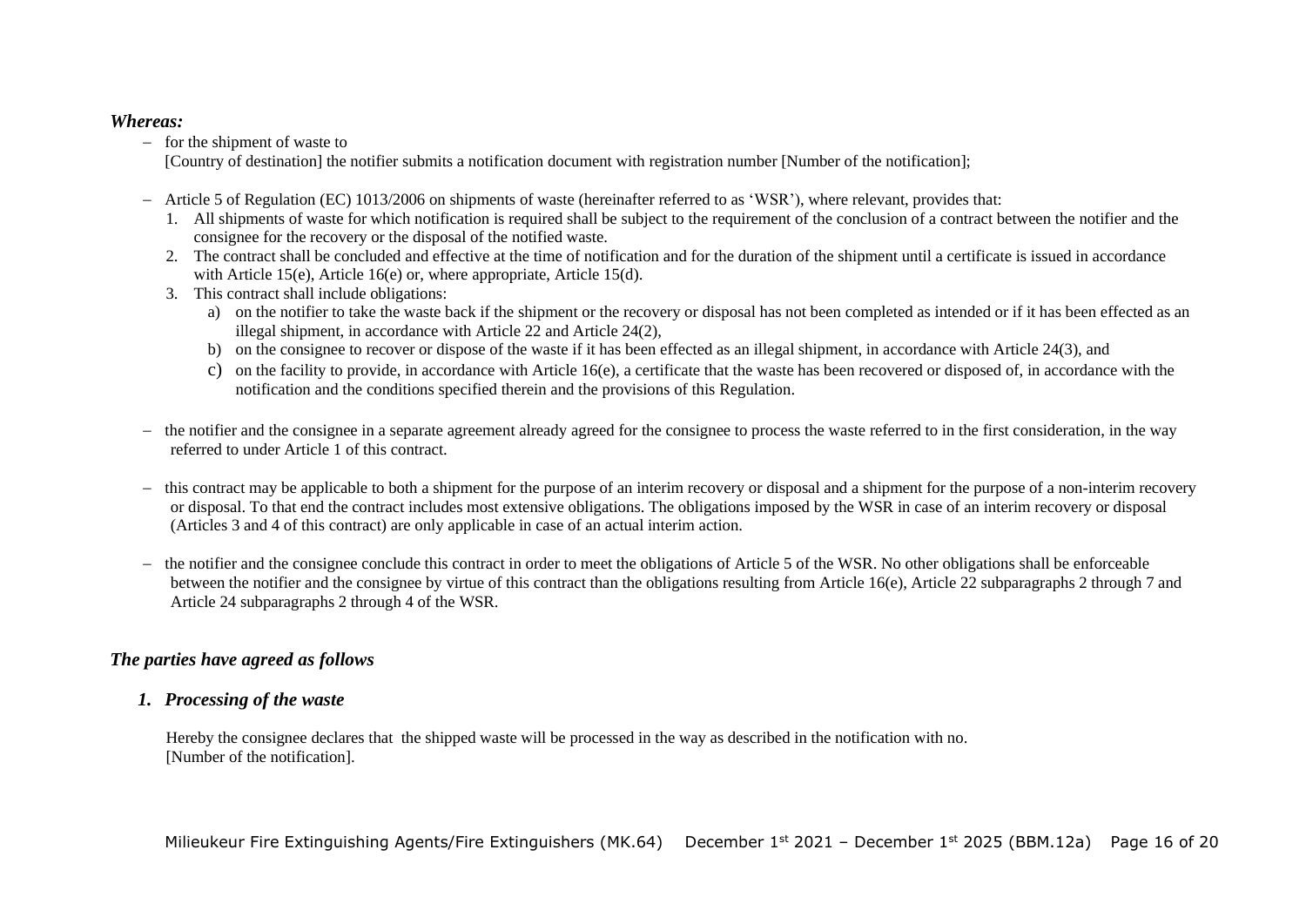***Whereas:***

- for the shipment of waste to [Country of destination] the notifier submits a notification document with registration number [Number of the notification];

- Article 5 of Regulation (EC) 1013/2006 on shipments of waste (hereinafter referred to as 'WSR'), where relevant, provides that:
  1. All shipments of waste for which notification is required shall be subject to the requirement of the conclusion of a contract between the notifier and the consignee for the recovery or the disposal of the notified waste.
  2. The contract shall be concluded and effective at the time of notification and for the duration of the shipment until a certificate is issued in accordance with Article 15(e), Article 16(e) or, where appropriate, Article 15(d).
  3. This contract shall include obligations:
     a) on the notifier to take the waste back if the shipment or the recovery or disposal has not been completed as intended or if it has been effected as an illegal shipment, in accordance with Article 22 and Article 24(2),
     b) on the consignee to recover or dispose of the waste if it has been effected as an illegal shipment, in accordance with Article 24(3), and
     c) on the facility to provide, in accordance with Article 16(e), a certificate that the waste has been recovered or disposed of, in accordance with the notification and the conditions specified therein and the provisions of this Regulation.

- the notifier and the consignee in a separate agreement already agreed for the consignee to process the waste referred to in the first consideration, in the way referred to under Article 1 of this contract.

- this contract may be applicable to both a shipment for the purpose of an interim recovery or disposal and a shipment for the purpose of a non-interim recovery or disposal. To that end the contract includes most extensive obligations. The obligations imposed by the WSR in case of an interim recovery or disposal (Articles 3 and 4 of this contract) are only applicable in case of an actual interim action.

- the notifier and the consignee conclude this contract in order to meet the obligations of Article 5 of the WSR. No other obligations shall be enforceable between the notifier and the consignee by virtue of this contract than the obligations resulting from Article 16(e), Article 22 subparagraphs 2 through 7 and Article 24 subparagraphs 2 through 4 of the WSR.

### *The parties have agreed as follows*

#### *1. Processing of the waste*

Hereby the consignee declares that the shipped waste will be processed in the way as described in the notification with no. [Number of the notification].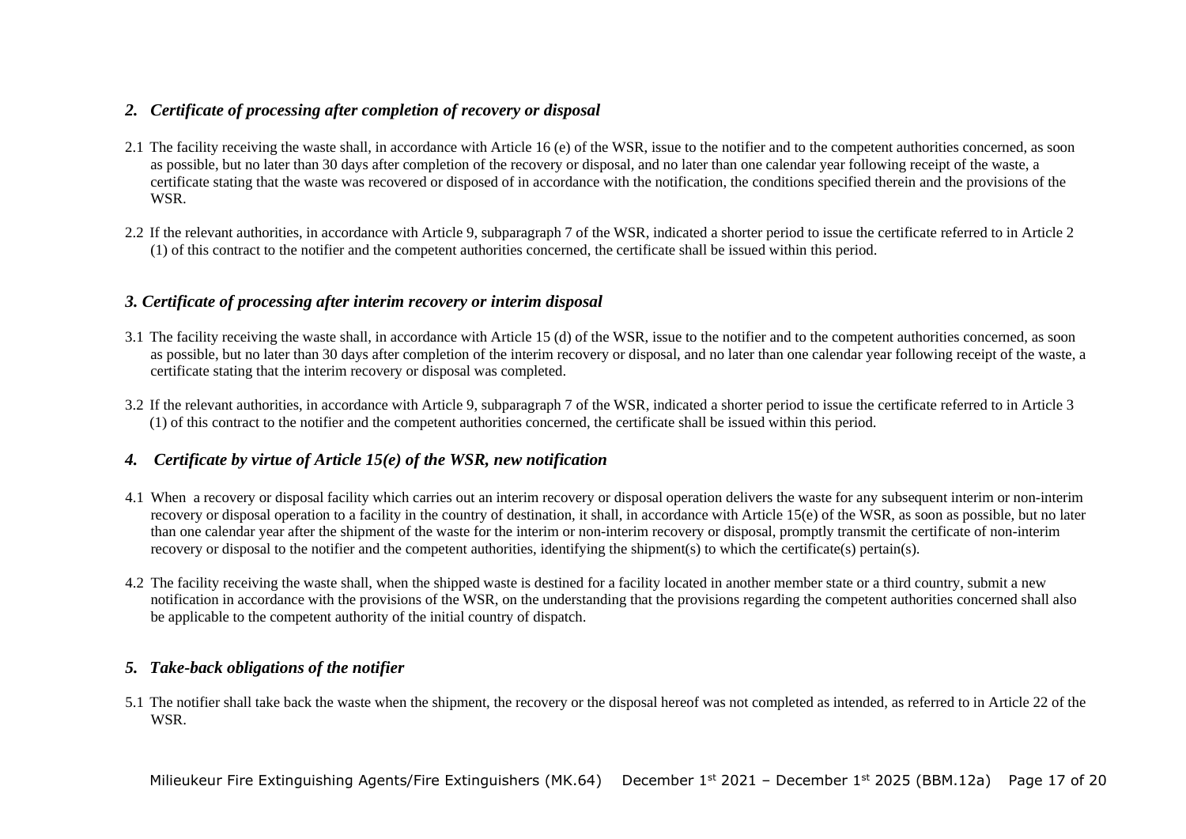## *2. Certificate of processing after completion of recovery or disposal*

2.1 The facility receiving the waste shall, in accordance with Article 16 (e) of the WSR, issue to the notifier and to the competent authorities concerned, as soon as possible, but no later than 30 days after completion of the recovery or disposal, and no later than one calendar year following receipt of the waste, a certificate stating that the waste was recovered or disposed of in accordance with the notification, the conditions specified therein and the provisions of the WSR.

2.2 If the relevant authorities, in accordance with Article 9, subparagraph 7 of the WSR, indicated a shorter period to issue the certificate referred to in Article 2 (1) of this contract to the notifier and the competent authorities concerned, the certificate shall be issued within this period.

## *3. Certificate of processing after interim recovery or interim disposal*

3.1 The facility receiving the waste shall, in accordance with Article 15 (d) of the WSR, issue to the notifier and to the competent authorities concerned, as soon as possible, but no later than 30 days after completion of the interim recovery or disposal, and no later than one calendar year following receipt of the waste, a certificate stating that the interim recovery or disposal was completed.

3.2 If the relevant authorities, in accordance with Article 9, subparagraph 7 of the WSR, indicated a shorter period to issue the certificate referred to in Article 3 (1) of this contract to the notifier and the competent authorities concerned, the certificate shall be issued within this period.

## *4. Certificate by virtue of Article 15(e) of the WSR, new notification*

4.1 When a recovery or disposal facility which carries out an interim recovery or disposal operation delivers the waste for any subsequent interim or non-interim recovery or disposal operation to a facility in the country of destination, it shall, in accordance with Article 15(e) of the WSR, as soon as possible, but no later than one calendar year after the shipment of the waste for the interim or non-interim recovery or disposal, promptly transmit the certificate of non-interim recovery or disposal to the notifier and the competent authorities, identifying the shipment(s) to which the certificate(s) pertain(s).

4.2 The facility receiving the waste shall, when the shipped waste is destined for a facility located in another member state or a third country, submit a new notification in accordance with the provisions of the WSR, on the understanding that the provisions regarding the competent authorities concerned shall also be applicable to the competent authority of the initial country of dispatch.

## *5. Take-back obligations of the notifier*

5.1 The notifier shall take back the waste when the shipment, the recovery or the disposal hereof was not completed as intended, as referred to in Article 22 of the WSR.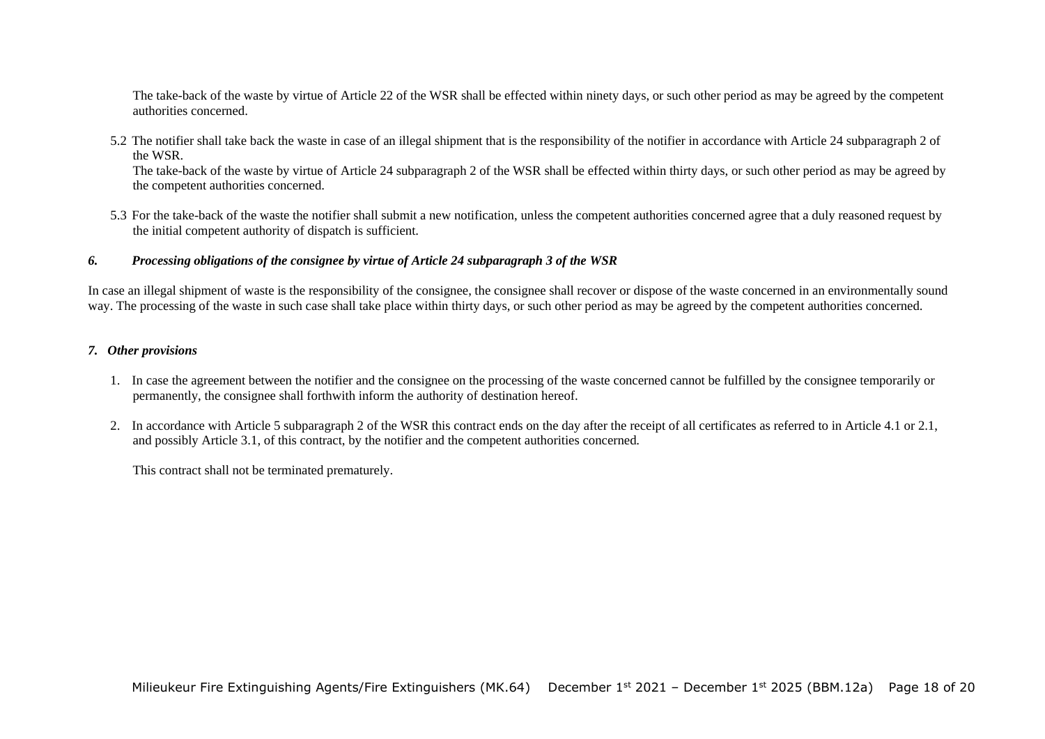The take-back of the waste by virtue of Article 22 of the WSR shall be effected within ninety days, or such other period as may be agreed by the competent authorities concerned.

5.2 The notifier shall take back the waste in case of an illegal shipment that is the responsibility of the notifier in accordance with Article 24 subparagraph 2 of the WSR.
The take-back of the waste by virtue of Article 24 subparagraph 2 of the WSR shall be effected within thirty days, or such other period as may be agreed by the competent authorities concerned.

5.3 For the take-back of the waste the notifier shall submit a new notification, unless the competent authorities concerned agree that a duly reasoned request by the initial competent authority of dispatch is sufficient.

### *6. Processing obligations of the consignee by virtue of Article 24 subparagraph 3 of the WSR*

In case an illegal shipment of waste is the responsibility of the consignee, the consignee shall recover or dispose of the waste concerned in an environmentally sound way. The processing of the waste in such case shall take place within thirty days, or such other period as may be agreed by the competent authorities concerned.

### *7. Other provisions*

1. In case the agreement between the notifier and the consignee on the processing of the waste concerned cannot be fulfilled by the consignee temporarily or permanently, the consignee shall forthwith inform the authority of destination hereof.

2. In accordance with Article 5 subparagraph 2 of the WSR this contract ends on the day after the receipt of all certificates as referred to in Article 4.1 or 2.1, and possibly Article 3.1, of this contract, by the notifier and the competent authorities concerned.

   This contract shall not be terminated prematurely.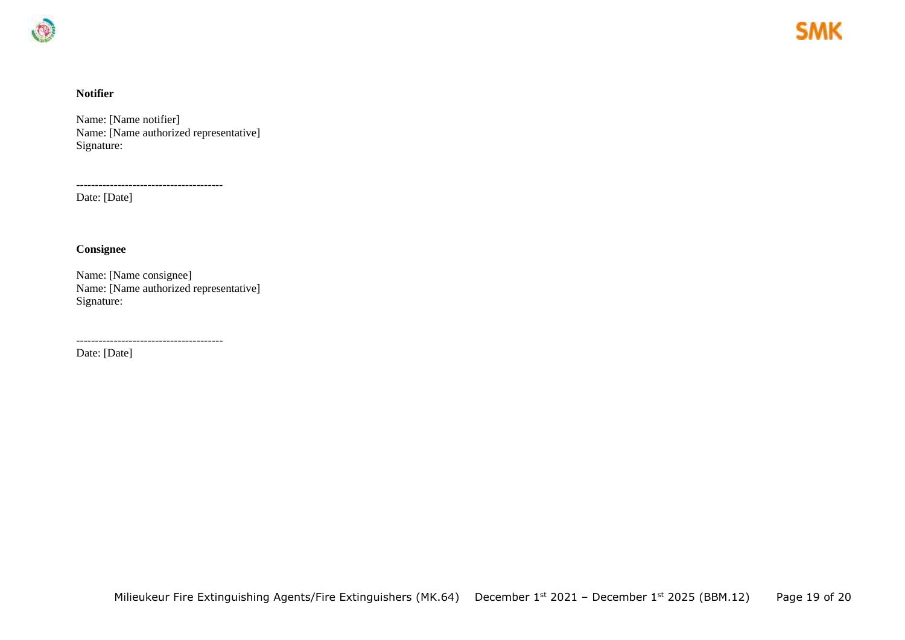**Notifier**

Name: [Name notifier]
Name: [Name authorized representative]
Signature:

---------------------------------------
Date: [Date]

**Consignee**

Name: [Name consignee]
Name: [Name authorized representative]
Signature:

---------------------------------------
Date: [Date]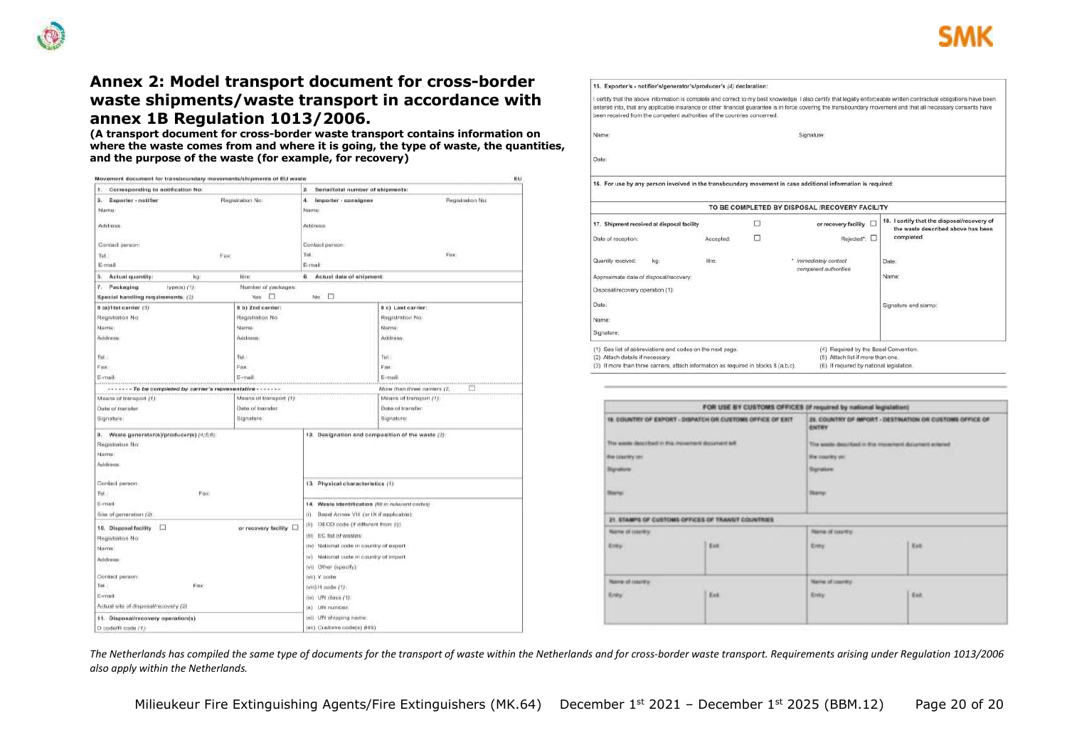## Annex 2: Model transport document for cross-border waste shipments/waste transport in accordance with annex 1B Regulation 1013/2006.

**(A transport document for cross-border waste transport contains information on where the waste comes from and where it is going, the type of waste, the quantities, and the purpose of the waste (for example, for recovery)**

Movement document for transboundary movements/shipments of EU waste — EU

| | | |
|---|---|---|
| 1. Corresponding to notification No: | 2. Serial/total number of shipments: | |
| 3. Exporter - notifier — Registration No: Name: Address: Contact person: Tel.: Fax: E-mail: | 4. Importer - consignee — Registration No: Name: Address: Contact person: Tel.: Fax: E-mail: | |
| 5. Actual quantity: kg: litre: | 6. Actual date of shipment: | |
| 7. Packaging type(s) (1): Number of packages: Special handling requirements: (2) Yes ☐ No ☐ | | |
| 8 (a) 1st carrier (3): Registration No: Name: Address: Tel.: Fax: E-mail: | 8 (b) 2nd carrier: Registration No: Name: Address: Tel.: Fax: E-mail: | 8 (c) Last carrier: Registration No: Name: Address: Tel.: Fax: E-mail: |
| - - - - - - - To be completed by carrier's representative - - - - - - - | | More than three carriers (2) ☐ |
| Means of transport (1): Date of transfer: Signature: | Means of transport (1): Date of transfer: Signature: | Means of transport (1): Date of transfer: Signature: |
| 9. Waste generator(s)/producer(s) (4;5;6): Registration No: Name: Address: Contact person: Tel.: Fax: E-mail: Site of generation (2): | 12. Designation and composition of the waste (2): | |
| | 13. Physical characteristics (1): | |
| 10. Disposal facility ☐ or recovery facility ☐ Registration No: Name: Address: Contact person: Tel.: Fax: E-mail: Actual site of disposal/recovery (2): | 14. Waste identification (fill in relevant codes) (i) Basel Annex VIII (or IX if applicable): (ii) OECD code (if different from (i)): (iii) EC list of wastes: (iv) National code in country of export: (v) National code in country of import: (vi) Other (specify): (vii) Y-code: (viii) H code (1): (ix) UN class (1): (x) UN number: (xi) UN shipping name: (xii) Customs code(s) (HS): | |
| 11. Disposal/recovery operation(s) D-code/R-code (1): | | |

15. Exporter's - notifier's/generator's/producer's (4) declaration:

I certify that the above information is complete and correct to my best knowledge. I also certify that legally enforceable written contractual obligations have been entered into, that any applicable insurance or other financial guarantee is in force covering the transboundary movement and that all necessary consents have been received from the competent authorities of the countries concerned.

Name: Signature:

Date:

16. For use by any person involved in the transboundary movement in case additional information is required:

**TO BE COMPLETED BY DISPOSAL /RECOVERY FACILITY**

| | |
|---|---|
| 17. Shipment received at disposal facility ☐ or recovery facility ☐ Date of reception: Accepted: ☐ Rejected*: ☐ Quantity received: kg: litre: * Immediately contact competent authorities Approximate date of disposal/recovery: Disposal/recovery operation (1): Date: Name: Signature: | 18. I certify that the disposal/recovery of the waste described above has been completed. Date: Name: Signature and stamp: |

(1) See list of abbreviations and codes on the next page.
(2) Attach details if necessary.
(3) If more than three carriers, attach information as required in blocks 8 (a,b,c).
(4) Required by the Basel Convention.
(5) Attach list if more than one.
(6) If required by national legislation.

**FOR USE BY CUSTOMS OFFICES (if required by national legislation)**

| | | | |
|---|---|---|---|
| 19. COUNTRY OF EXPORT - DISPATCH OR CUSTOMS OFFICE OF EXIT | | 20. COUNTRY OF IMPORT - DESTINATION OR CUSTOMS OFFICE OF ENTRY | |
| The waste described in this movement document left the country on: Signature: Stamp: | | The waste described in this movement document entered the country on: Signature: Stamp: | |
| 21. STAMPS OF CUSTOMS OFFICES OF TRANSIT COUNTRIES | | | |
| Name of country: | | Name of country: | |
| Entry: | Exit: | Entry: | Exit: |
| Name of country: | | Name of country: | |
| Entry: | Exit: | Entry: | Exit: |

*The Netherlands has compiled the same type of documents for the transport of waste within the Netherlands and for cross-border waste transport. Requirements arising under Regulation 1013/2006 also apply within the Netherlands.*